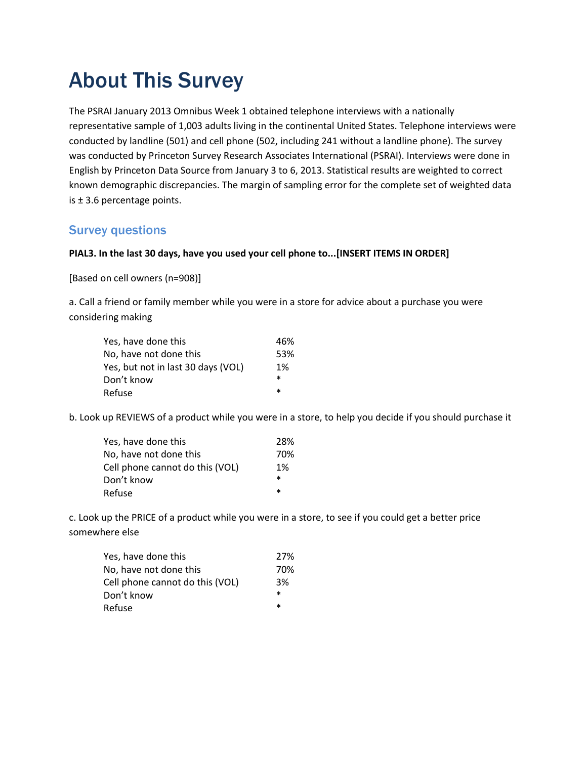# About This Survey

The PSRAI January 2013 Omnibus Week 1 obtained telephone interviews with a nationally representative sample of 1,003 adults living in the continental United States. Telephone interviews were conducted by landline (501) and cell phone (502, including 241 without a landline phone). The survey was conducted by Princeton Survey Research Associates International (PSRAI). Interviews were done in English by Princeton Data Source from January 3 to 6, 2013. Statistical results are weighted to correct known demographic discrepancies. The margin of sampling error for the complete set of weighted data is ± 3.6 percentage points.

## Survey questions

**PIAL3. In the last 30 days, have you used your cell phone to...[INSERT ITEMS IN ORDER]**

[Based on cell owners (n=908)]

a. Call a friend or family member while you were in a store for advice about a purchase you were considering making

| | |
|---|---|
| Yes, have done this | 46% |
| No, have not done this | 53% |
| Yes, but not in last 30 days (VOL) | 1% |
| Don't know | * |
| Refuse | * |

b. Look up REVIEWS of a product while you were in a store, to help you decide if you should purchase it

| | |
|---|---|
| Yes, have done this | 28% |
| No, have not done this | 70% |
| Cell phone cannot do this (VOL) | 1% |
| Don't know | * |
| Refuse | * |

c. Look up the PRICE of a product while you were in a store, to see if you could get a better price somewhere else

| | |
|---|---|
| Yes, have done this | 27% |
| No, have not done this | 70% |
| Cell phone cannot do this (VOL) | 3% |
| Don't know | * |
| Refuse | * |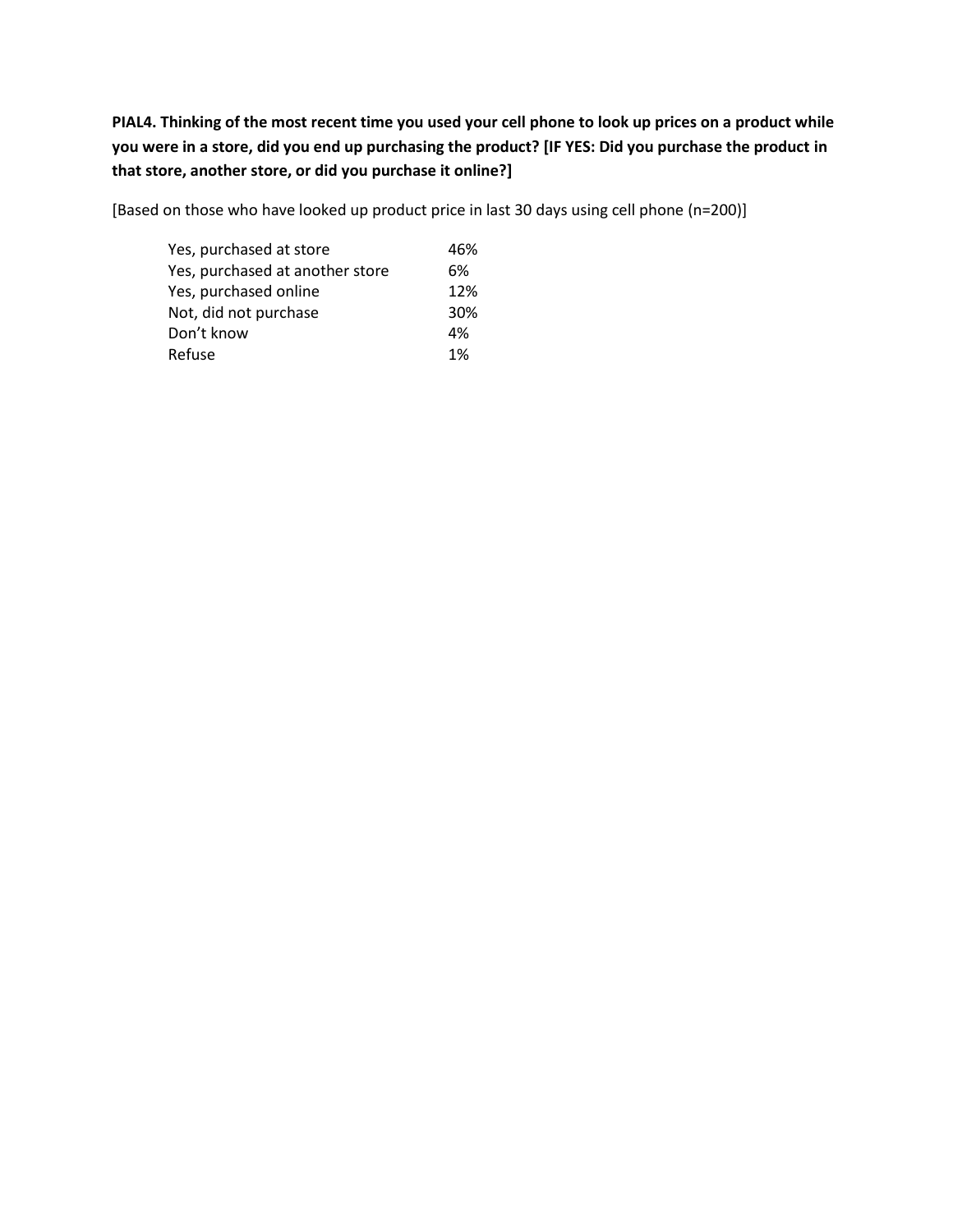**PIAL4. Thinking of the most recent time you used your cell phone to look up prices on a product while you were in a store, did you end up purchasing the product? [IF YES: Did you purchase the product in that store, another store, or did you purchase it online?]**

[Based on those who have looked up product price in last 30 days using cell phone (n=200)]

| | |
|---|---|
| Yes, purchased at store | 46% |
| Yes, purchased at another store | 6% |
| Yes, purchased online | 12% |
| Not, did not purchase | 30% |
| Don't know | 4% |
| Refuse | 1% |